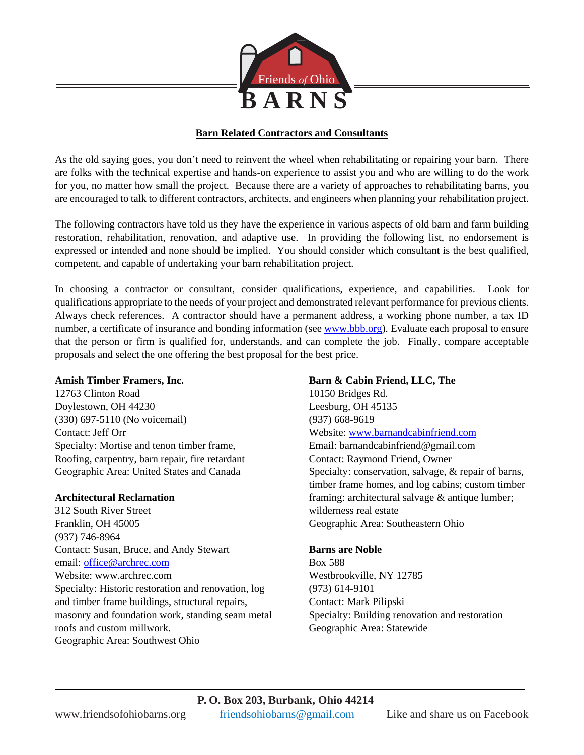Friends *of* Ohio **BARNS**

## Barn Related Contractors and Consultants

As the old saying goes, you don't need to reinvent the wheel when rehabilitating or repairing your barn. There are folks with the technical expertise and hands-on experience to assist you and who are willing to do the work for you, no matter how small the project. Because there are a variety of approaches to rehabilitating barns, you are encouraged to talk to different contractors, architects, and engineers when planning your rehabilitation project.

The following contractors have told us they have the experience in various aspects of old barn and farm building restoration, rehabilitation, renovation, and adaptive use. In providing the following list, no endorsement is expressed or intended and none should be implied. You should consider which consultant is the best qualified, competent, and capable of undertaking your barn rehabilitation project.

In choosing a contractor or consultant, consider qualifications, experience, and capabilities. Look for qualifications appropriate to the needs of your project and demonstrated relevant performance for previous clients. Always check references. A contractor should have a permanent address, a working phone number, a tax ID number, a certificate of insurance and bonding information (see www.bbb.org). Evaluate each proposal to ensure that the person or firm is qualified for, understands, and can complete the job. Finally, compare acceptable proposals and select the one offering the best proposal for the best price.

**Amish Timber Framers, Inc.**
12763 Clinton Road
Doylestown, OH 44230
(330) 697-5110 (No voicemail)
Contact: Jeff Orr
Specialty: Mortise and tenon timber frame, Roofing, carpentry, barn repair, fire retardant
Geographic Area: United States and Canada

**Architectural Reclamation**
312 South River Street
Franklin, OH 45005
(937) 746-8964
Contact: Susan, Bruce, and Andy Stewart
email: office@archrec.com
Website: www.archrec.com
Specialty: Historic restoration and renovation, log and timber frame buildings, structural repairs, masonry and foundation work, standing seam metal roofs and custom millwork.
Geographic Area: Southwest Ohio

**Barn & Cabin Friend, LLC, The**
10150 Bridges Rd.
Leesburg, OH 45135
(937) 668-9619
Website: www.barnandcabinfriend.com
Email: barnandcabinfriend@gmail.com
Contact: Raymond Friend, Owner
Specialty: conservation, salvage, & repair of barns, timber frame homes, and log cabins; custom timber framing: architectural salvage & antique lumber; wilderness real estate
Geographic Area: Southeastern Ohio

**Barns are Noble**
Box 588
Westbrookville, NY 12785
(973) 614-9101
Contact: Mark Pilipski
Specialty: Building renovation and restoration
Geographic Area: Statewide

**P. O. Box 203, Burbank, Ohio 44214**
www.friendsofohiobarns.org friendsohiobarns@gmail.com Like and share us on Facebook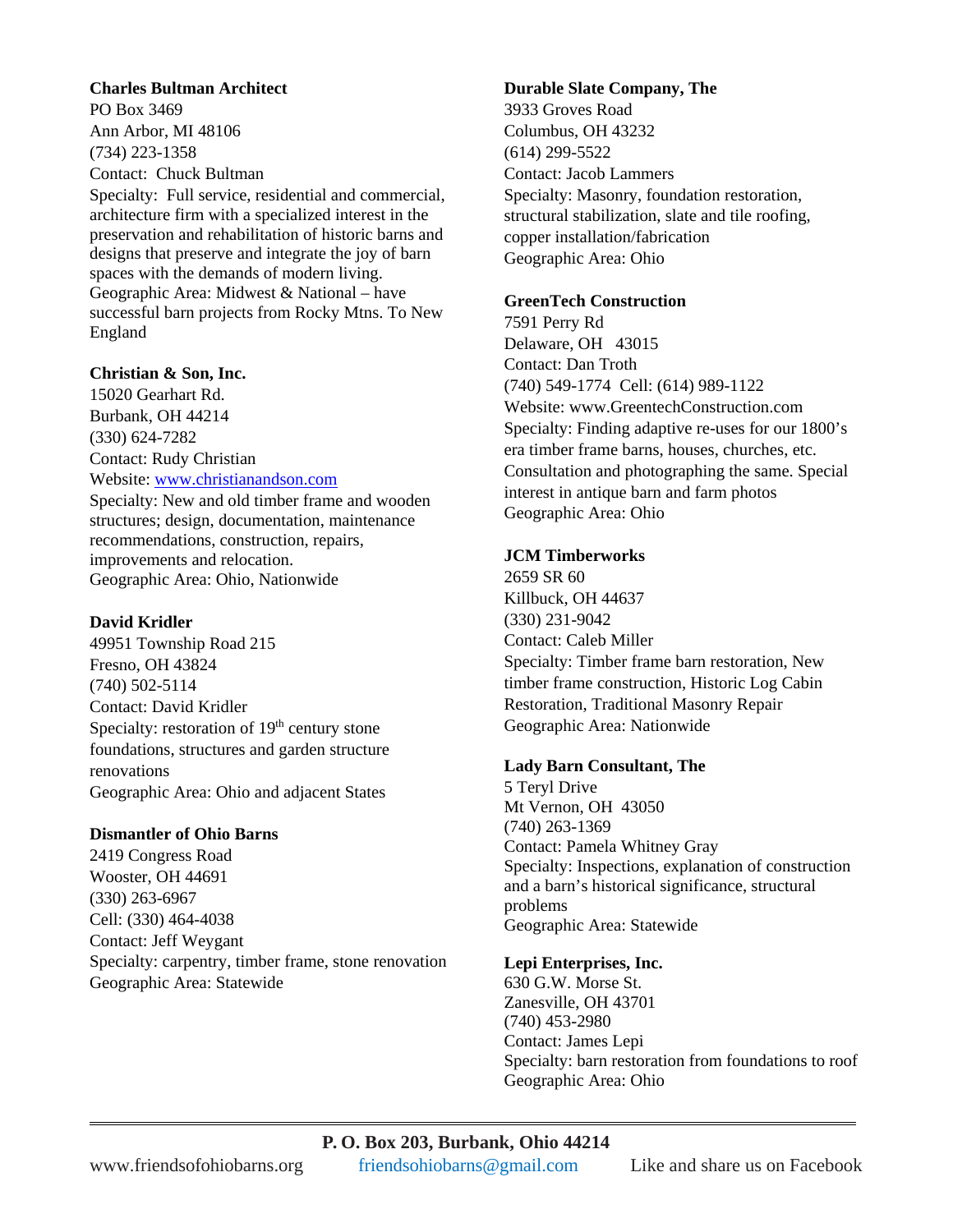**Charles Bultman Architect**
PO Box 3469
Ann Arbor, MI 48106
(734) 223-1358
Contact: Chuck Bultman
Specialty: Full service, residential and commercial, architecture firm with a specialized interest in the preservation and rehabilitation of historic barns and designs that preserve and integrate the joy of barn spaces with the demands of modern living.
Geographic Area: Midwest & National – have successful barn projects from Rocky Mtns. To New England

**Christian & Son, Inc.**
15020 Gearhart Rd.
Burbank, OH 44214
(330) 624-7282
Contact: Rudy Christian
Website: www.christianandson.com
Specialty: New and old timber frame and wooden structures; design, documentation, maintenance recommendations, construction, repairs, improvements and relocation.
Geographic Area: Ohio, Nationwide

**David Kridler**
49951 Township Road 215
Fresno, OH 43824
(740) 502-5114
Contact: David Kridler
Specialty: restoration of 19th century stone foundations, structures and garden structure renovations
Geographic Area: Ohio and adjacent States

**Dismantler of Ohio Barns**
2419 Congress Road
Wooster, OH 44691
(330) 263-6967
Cell: (330) 464-4038
Contact: Jeff Weygant
Specialty: carpentry, timber frame, stone renovation
Geographic Area: Statewide

**Durable Slate Company, The**
3933 Groves Road
Columbus, OH 43232
(614) 299-5522
Contact: Jacob Lammers
Specialty: Masonry, foundation restoration, structural stabilization, slate and tile roofing, copper installation/fabrication
Geographic Area: Ohio

**GreenTech Construction**
7591 Perry Rd
Delaware, OH 43015
Contact: Dan Troth
(740) 549-1774 Cell: (614) 989-1122
Website: www.GreentechConstruction.com
Specialty: Finding adaptive re-uses for our 1800's era timber frame barns, houses, churches, etc. Consultation and photographing the same. Special interest in antique barn and farm photos
Geographic Area: Ohio

**JCM Timberworks**
2659 SR 60
Killbuck, OH 44637
(330) 231-9042
Contact: Caleb Miller
Specialty: Timber frame barn restoration, New timber frame construction, Historic Log Cabin Restoration, Traditional Masonry Repair
Geographic Area: Nationwide

**Lady Barn Consultant, The**
5 Teryl Drive
Mt Vernon, OH 43050
(740) 263-1369
Contact: Pamela Whitney Gray
Specialty: Inspections, explanation of construction and a barn's historical significance, structural problems
Geographic Area: Statewide

**Lepi Enterprises, Inc.**
630 G.W. Morse St.
Zanesville, OH 43701
(740) 453-2980
Contact: James Lepi
Specialty: barn restoration from foundations to roof
Geographic Area: Ohio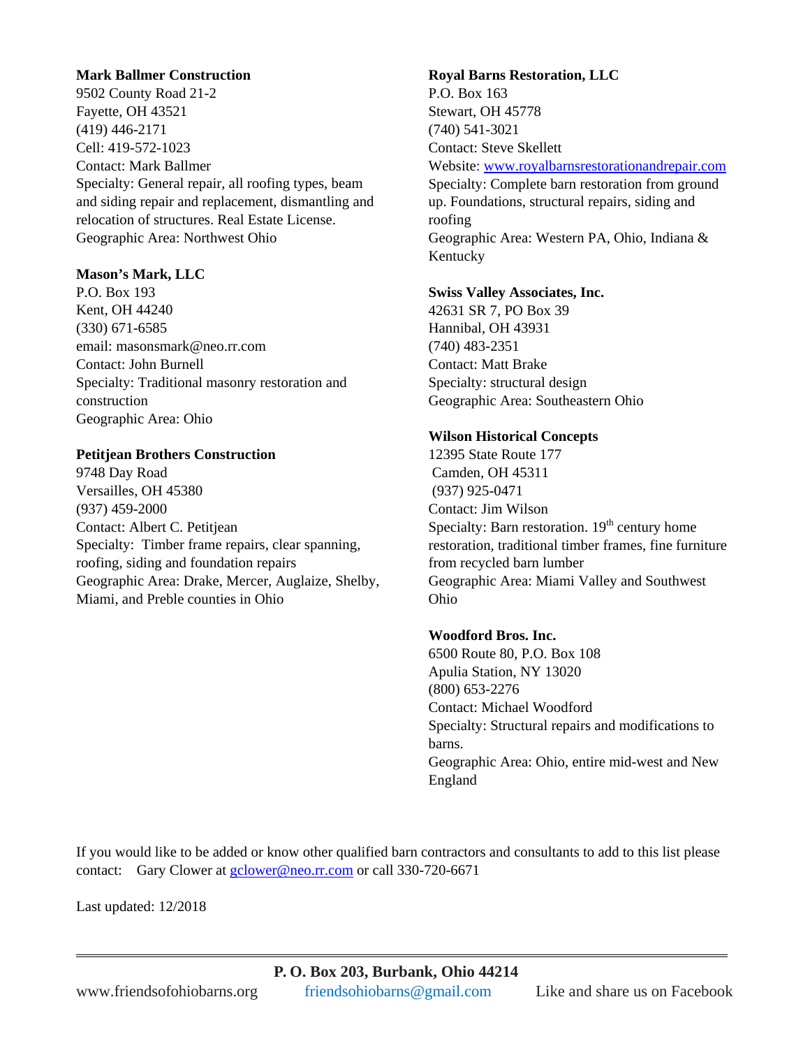**Mark Ballmer Construction**
9502 County Road 21-2
Fayette, OH 43521
(419) 446-2171
Cell: 419-572-1023
Contact: Mark Ballmer
Specialty: General repair, all roofing types, beam and siding repair and replacement, dismantling and relocation of structures. Real Estate License.
Geographic Area: Northwest Ohio

**Mason's Mark, LLC**
P.O. Box 193
Kent, OH 44240
(330) 671-6585
email: masonsmark@neo.rr.com
Contact: John Burnell
Specialty: Traditional masonry restoration and construction
Geographic Area: Ohio

**Petitjean Brothers Construction**
9748 Day Road
Versailles, OH 45380
(937) 459-2000
Contact: Albert C. Petitjean
Specialty: Timber frame repairs, clear spanning, roofing, siding and foundation repairs
Geographic Area: Drake, Mercer, Auglaize, Shelby, Miami, and Preble counties in Ohio

**Royal Barns Restoration, LLC**
P.O. Box 163
Stewart, OH 45778
(740) 541-3021
Contact: Steve Skellett
Website: [www.royalbarnsrestorationandrepair.com](http://www.royalbarnsrestorationandrepair.com)
Specialty: Complete barn restoration from ground up. Foundations, structural repairs, siding and roofing
Geographic Area: Western PA, Ohio, Indiana & Kentucky

**Swiss Valley Associates, Inc.**
42631 SR 7, PO Box 39
Hannibal, OH 43931
(740) 483-2351
Contact: Matt Brake
Specialty: structural design
Geographic Area: Southeastern Ohio

**Wilson Historical Concepts**
12395 State Route 177
Camden, OH 45311
(937) 925-0471
Contact: Jim Wilson
Specialty: Barn restoration. 19th century home restoration, traditional timber frames, fine furniture from recycled barn lumber
Geographic Area: Miami Valley and Southwest Ohio

**Woodford Bros. Inc.**
6500 Route 80, P.O. Box 108
Apulia Station, NY 13020
(800) 653-2276
Contact: Michael Woodford
Specialty: Structural repairs and modifications to barns.
Geographic Area: Ohio, entire mid-west and New England

If you would like to be added or know other qualified barn contractors and consultants to add to this list please contact: Gary Clower at [gclower@neo.rr.com](mailto:gclower@neo.rr.com) or call 330-720-6671

Last updated: 12/2018

**P. O. Box 203, Burbank, Ohio 44214**
www.friendsofohiobarns.org friendsohiobarns@gmail.com Like and share us on Facebook